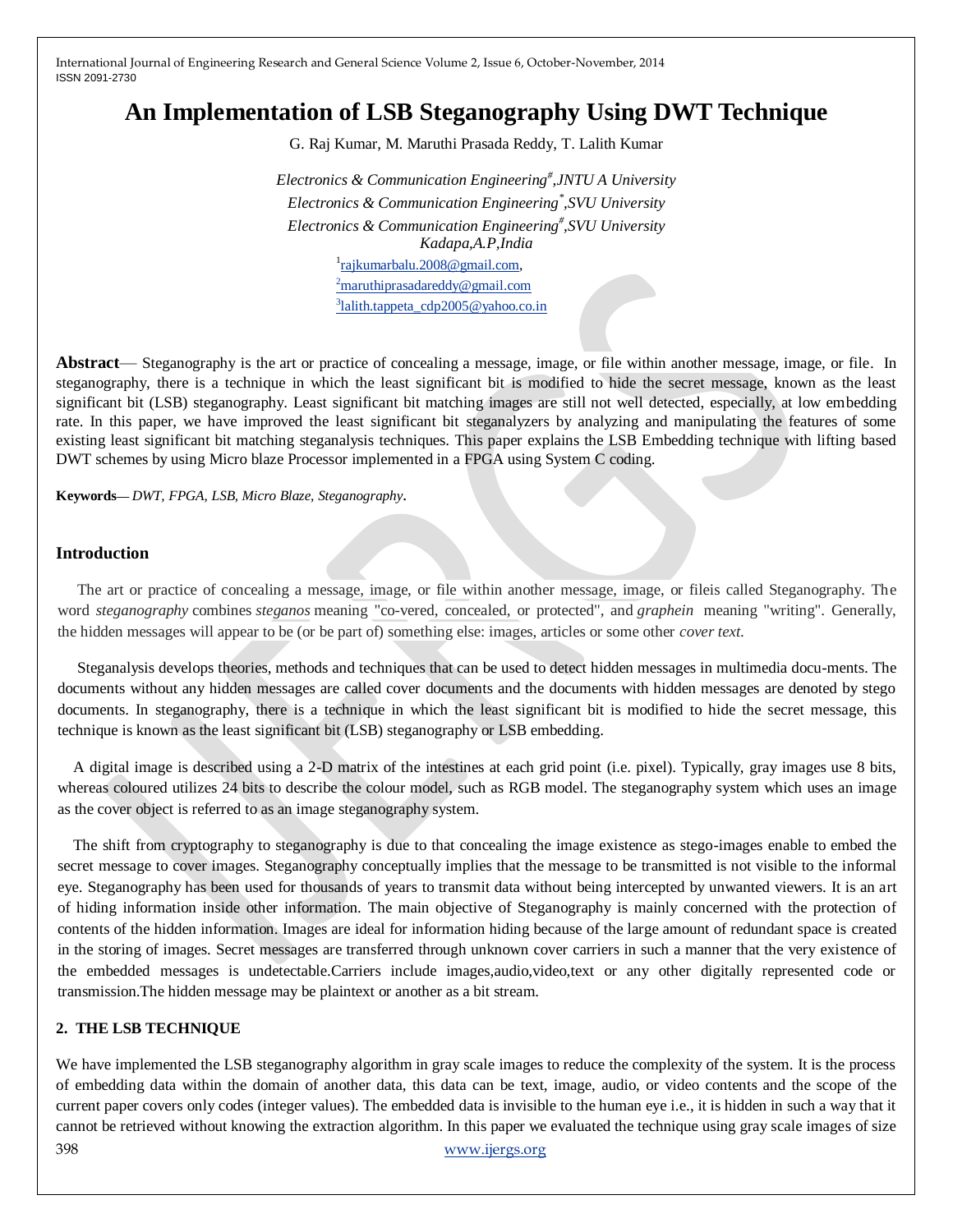# An Implementation of LSB Steganography Using DWT Technique

G. Raj Kumar, M. Maruthi Prasada Reddy, T. Lalith Kumar

*Electronics & Communication Engineering[#],JNTU A University*
*Electronics & Communication Engineering[*],SVU University*
*Electronics & Communication Engineering[#],SVU University*
*Kadapa,A.P,India*

[1]rajkumarbalu.2008@gmail.com,
[2]maruthiprasadareddy@gmail.com
[3]lalith.tappeta_cdp2005@yahoo.co.in

**Abstract**— Steganography is the art or practice of concealing a message, image, or file within another message, image, or file. In steganography, there is a technique in which the least significant bit is modified to hide the secret message, known as the least significant bit (LSB) steganography. Least significant bit matching images are still not well detected, especially, at low embedding rate. In this paper, we have improved the least significant bit steganalyzers by analyzing and manipulating the features of some existing least significant bit matching steganalysis techniques. This paper explains the LSB Embedding technique with lifting based DWT schemes by using Micro blaze Processor implemented in a FPGA using System C coding.

**Keywords**— *DWT, FPGA, LSB, Micro Blaze, Steganography*.

## Introduction

The art or practice of concealing a message, image, or file within another message, image, or fileis called Steganography. The word *steganography* combines *steganos* meaning "co-vered, concealed, or protected", and *graphein* meaning "writing". Generally, the hidden messages will appear to be (or be part of) something else: images, articles or some other *cover text.*

Steganalysis develops theories, methods and techniques that can be used to detect hidden messages in multimedia docu-ments. The documents without any hidden messages are called cover documents and the documents with hidden messages are denoted by stego documents. In steganography, there is a technique in which the least significant bit is modified to hide the secret message, this technique is known as the least significant bit (LSB) steganography or LSB embedding.

A digital image is described using a 2-D matrix of the intestines at each grid point (i.e. pixel). Typically, gray images use 8 bits, whereas coloured utilizes 24 bits to describe the colour model, such as RGB model. The steganography system which uses an image as the cover object is referred to as an image steganography system.

The shift from cryptography to steganography is due to that concealing the image existence as stego-images enable to embed the secret message to cover images. Steganography conceptually implies that the message to be transmitted is not visible to the informal eye. Steganography has been used for thousands of years to transmit data without being intercepted by unwanted viewers. It is an art of hiding information inside other information. The main objective of Steganography is mainly concerned with the protection of contents of the hidden information. Images are ideal for information hiding because of the large amount of redundant space is created in the storing of images. Secret messages are transferred through unknown cover carriers in such a manner that the very existence of the embedded messages is undetectable.Carriers include images,audio,video,text or any other digitally represented code or transmission.The hidden message may be plaintext or another as a bit stream.

## 2. THE LSB TECHNIQUE

We have implemented the LSB steganography algorithm in gray scale images to reduce the complexity of the system. It is the process of embedding data within the domain of another data, this data can be text, image, audio, or video contents and the scope of the current paper covers only codes (integer values). The embedded data is invisible to the human eye i.e., it is hidden in such a way that it cannot be retrieved without knowing the extraction algorithm. In this paper we evaluated the technique using gray scale images of size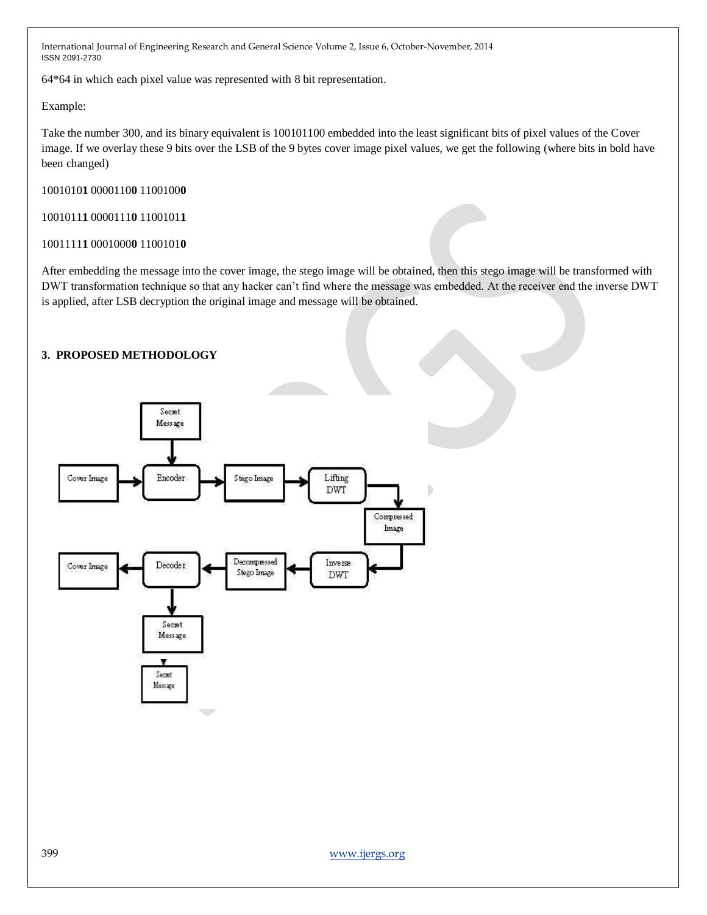64*64 in which each pixel value was represented with 8 bit representation.

Example:

Take the number 300, and its binary equivalent is 100101100 embedded into the least significant bits of pixel values of the Cover image. If we overlay these 9 bits over the LSB of the 9 bytes cover image pixel values, we get the following (where bits in bold have been changed)

1001010**1** 0000110**0** 1100100**0**

1001011**1** 0000111**0** 1100101**1**

1001111**1** 0001000**0** 1100101**0**

After embedding the message into the cover image, the stego image will be obtained, then this stego image will be transformed with DWT transformation technique so that any hacker can't find where the message was embedded. At the receiver end the inverse DWT is applied, after LSB decryption the original image and message will be obtained.

## 3. PROPOSED METHODOLOGY

Secret Message

Cover Image → Encoder → Stego Image → Lifting DWT → Compressed Image → Inverse DWT → Decompressed Stego Image → Decoder → Cover Image

Secret Message

Secret Message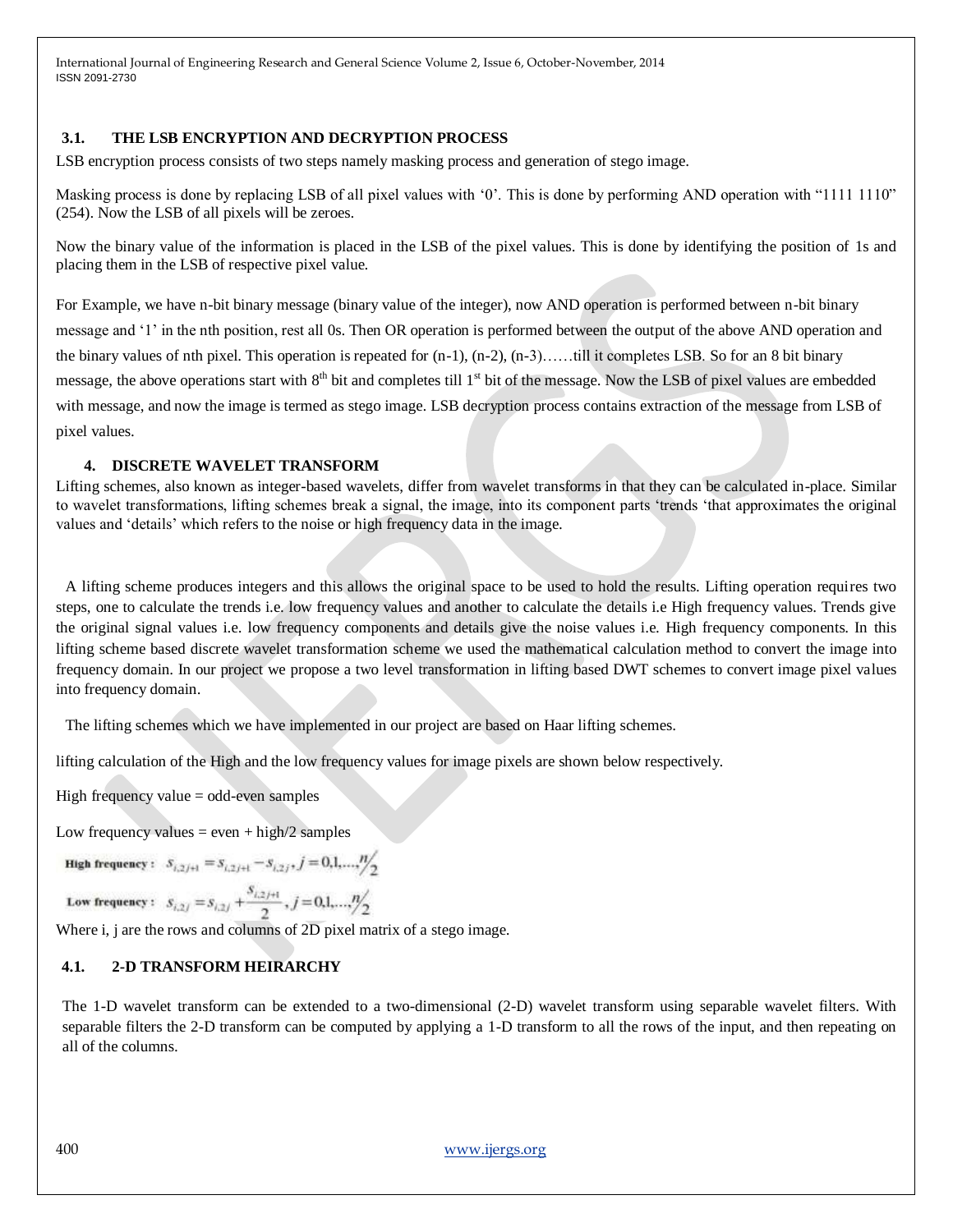### 3.1. THE LSB ENCRYPTION AND DECRYPTION PROCESS

LSB encryption process consists of two steps namely masking process and generation of stego image.

Masking process is done by replacing LSB of all pixel values with '0'. This is done by performing AND operation with "1111 1110" (254). Now the LSB of all pixels will be zeroes.

Now the binary value of the information is placed in the LSB of the pixel values. This is done by identifying the position of 1s and placing them in the LSB of respective pixel value.

For Example, we have n-bit binary message (binary value of the integer), now AND operation is performed between n-bit binary message and '1' in the nth position, rest all 0s. Then OR operation is performed between the output of the above AND operation and the binary values of nth pixel. This operation is repeated for (n-1), (n-2), (n-3)……till it completes LSB. So for an 8 bit binary message, the above operations start with $8^{th}$ bit and completes till $1^{st}$ bit of the message. Now the LSB of pixel values are embedded with message, and now the image is termed as stego image. LSB decryption process contains extraction of the message from LSB of pixel values.

## 4. DISCRETE WAVELET TRANSFORM

Lifting schemes, also known as integer-based wavelets, differ from wavelet transforms in that they can be calculated in-place. Similar to wavelet transformations, lifting schemes break a signal, the image, into its component parts 'trends 'that approximates the original values and 'details' which refers to the noise or high frequency data in the image.

A lifting scheme produces integers and this allows the original space to be used to hold the results. Lifting operation requires two steps, one to calculate the trends i.e. low frequency values and another to calculate the details i.e High frequency values. Trends give the original signal values i.e. low frequency components and details give the noise values i.e. High frequency components. In this lifting scheme based discrete wavelet transformation scheme we used the mathematical calculation method to convert the image into frequency domain. In our project we propose a two level transformation in lifting based DWT schemes to convert image pixel values into frequency domain.

The lifting schemes which we have implemented in our project are based on Haar lifting schemes.

lifting calculation of the High and the low frequency values for image pixels are shown below respectively.

High frequency value = odd-even samples

Low frequency values = even + high/2 samples

**High frequency :** $s_{i,2j+1} = s_{i,2j+1} - s_{i,2j}, j = 0,1,\ldots,n/2$

**Low frequency :** $s_{i,2j} = s_{i,2j} + \frac{s_{i,2j+1}}{2}, j = 0,1,\ldots,n/2$

Where i, j are the rows and columns of 2D pixel matrix of a stego image.

### 4.1. 2-D TRANSFORM HEIRARCHY

The 1-D wavelet transform can be extended to a two-dimensional (2-D) wavelet transform using separable wavelet filters. With separable filters the 2-D transform can be computed by applying a 1-D transform to all the rows of the input, and then repeating on all of the columns.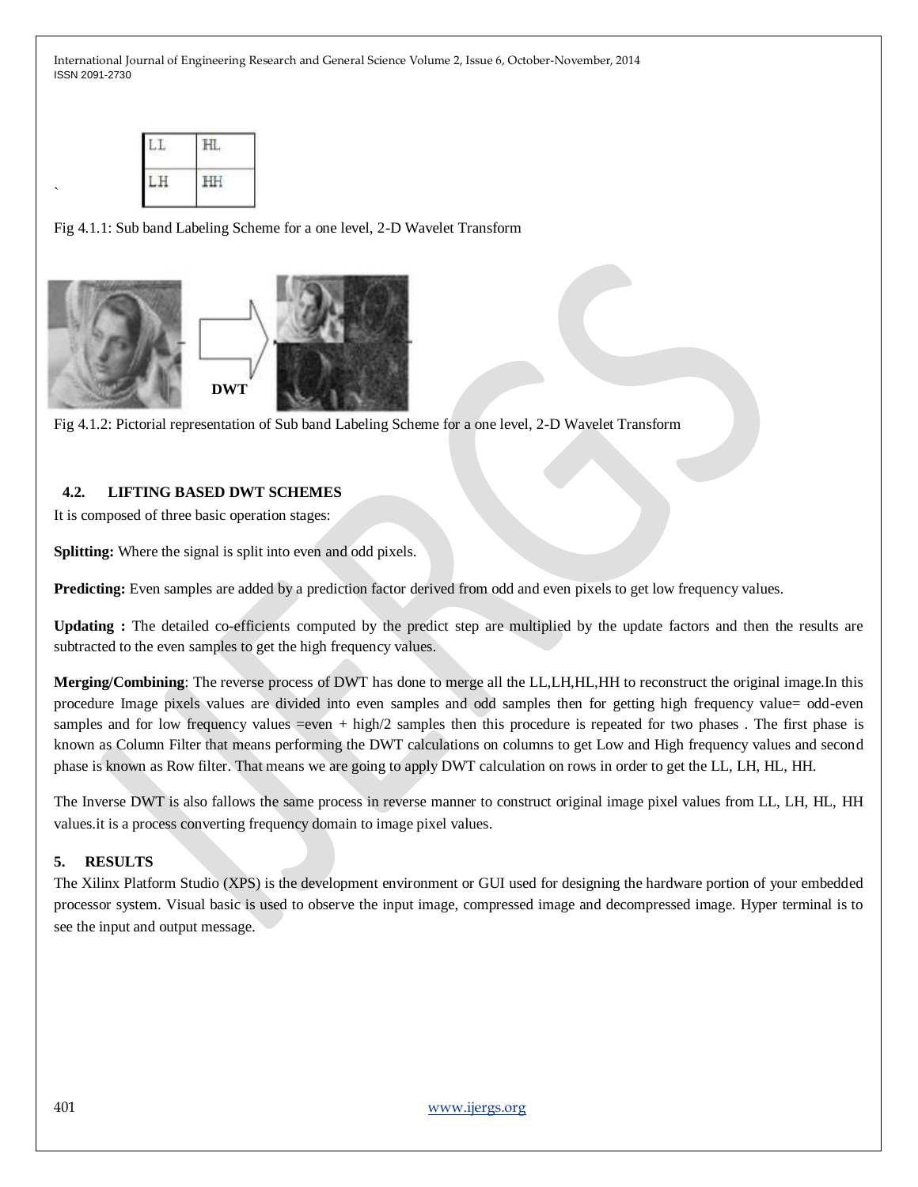| LL | HL |
| --- | --- |
| LH | HH |

Fig 4.1.1: Sub band Labeling Scheme for a one level, 2-D Wavelet Transform

Fig 4.1.2: Pictorial representation of Sub band Labeling Scheme for a one level, 2-D Wavelet Transform

## 4.2. LIFTING BASED DWT SCHEMES

It is composed of three basic operation stages:

**Splitting:** Where the signal is split into even and odd pixels.

**Predicting:** Even samples are added by a prediction factor derived from odd and even pixels to get low frequency values.

**Updating :** The detailed co-efficients computed by the predict step are multiplied by the update factors and then the results are subtracted to the even samples to get the high frequency values.

**Merging/Combining**: The reverse process of DWT has done to merge all the LL,LH,HL,HH to reconstruct the original image.In this procedure Image pixels values are divided into even samples and odd samples then for getting high frequency value= odd-even samples and for low frequency values =even + high/2 samples then this procedure is repeated for two phases . The first phase is known as Column Filter that means performing the DWT calculations on columns to get Low and High frequency values and second phase is known as Row filter. That means we are going to apply DWT calculation on rows in order to get the LL, LH, HL, HH.

The Inverse DWT is also fallows the same process in reverse manner to construct original image pixel values from LL, LH, HL, HH values.it is a process converting frequency domain to image pixel values.

# 5. RESULTS

The Xilinx Platform Studio (XPS) is the development environment or GUI used for designing the hardware portion of your embedded processor system. Visual basic is used to observe the input image, compressed image and decompressed image. Hyper terminal is to see the input and output message.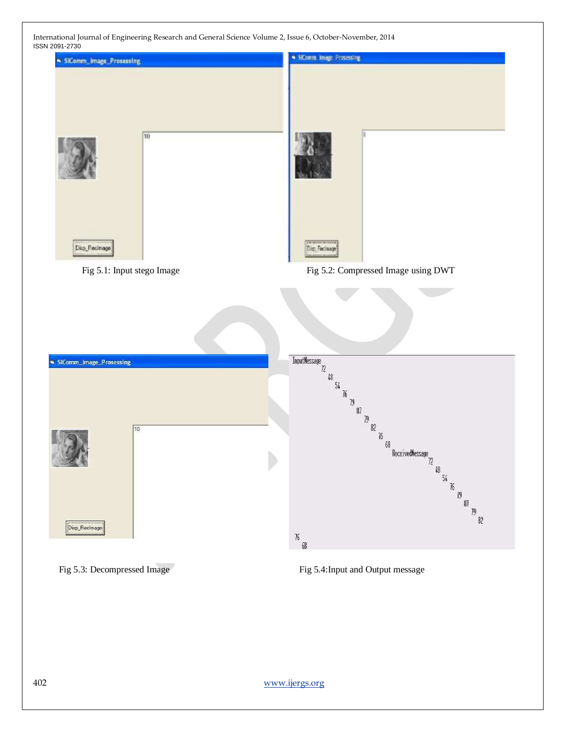Fig 5.1: Input stego Image

Fig 5.2: Compressed Image using DWT

Fig 5.3: Decompressed Image

Fig 5.4:Input and Output message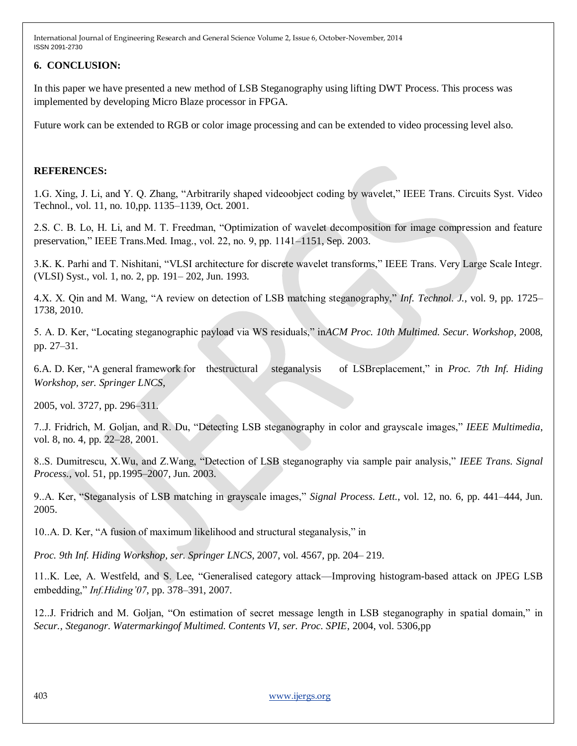## 6. CONCLUSION:

In this paper we have presented a new method of LSB Steganography using lifting DWT Process. This process was implemented by developing Micro Blaze processor in FPGA.

Future work can be extended to RGB or color image processing and can be extended to video processing level also.

## REFERENCES:

1.G. Xing, J. Li, and Y. Q. Zhang, "Arbitrarily shaped videoobject coding by wavelet," IEEE Trans. Circuits Syst. Video Technol., vol. 11, no. 10,pp. 1135–1139, Oct. 2001.

2.S. C. B. Lo, H. Li, and M. T. Freedman, "Optimization of wavelet decomposition for image compression and feature preservation," IEEE Trans.Med. Imag., vol. 22, no. 9, pp. 1141–1151, Sep. 2003.

3.K. K. Parhi and T. Nishitani, "VLSI architecture for discrete wavelet transforms," IEEE Trans. Very Large Scale Integr. (VLSI) Syst., vol. 1, no. 2, pp. 191– 202, Jun. 1993.

4.X. X. Qin and M. Wang, "A review on detection of LSB matching steganography," *Inf. Technol. J.*, vol. 9, pp. 1725–1738, 2010.

5. A. D. Ker, "Locating steganographic payload via WS residuals," in*ACM Proc. 10th Multimed. Secur. Workshop*, 2008, pp. 27–31.

6.A. D. Ker, "A general framework for thestructural steganalysis of LSBreplacement," in *Proc. 7th Inf. Hiding Workshop, ser. Springer LNCS*,

2005, vol. 3727, pp. 296–311.

7..J. Fridrich, M. Goljan, and R. Du, "Detecting LSB steganography in color and grayscale images," *IEEE Multimedia*, vol. 8, no. 4, pp. 22–28, 2001.

8..S. Dumitrescu, X.Wu, and Z.Wang, "Detection of LSB steganography via sample pair analysis," *IEEE Trans. Signal Process.*, vol. 51, pp.1995–2007, Jun. 2003.

9..A. Ker, "Steganalysis of LSB matching in grayscale images," *Signal Process. Lett.*, vol. 12, no. 6, pp. 441–444, Jun. 2005.

10..A. D. Ker, "A fusion of maximum likelihood and structural steganalysis," in

*Proc. 9th Inf. Hiding Workshop, ser. Springer LNCS*, 2007, vol. 4567, pp. 204– 219.

11..K. Lee, A. Westfeld, and S. Lee, "Generalised category attack—Improving histogram-based attack on JPEG LSB embedding," *Inf.Hiding'07*, pp. 378–391, 2007.

12..J. Fridrich and M. Goljan, "On estimation of secret message length in LSB steganography in spatial domain," in *Secur., Steganogr. Watermarkingof Multimed. Contents VI, ser. Proc. SPIE*, 2004, vol. 5306,pp